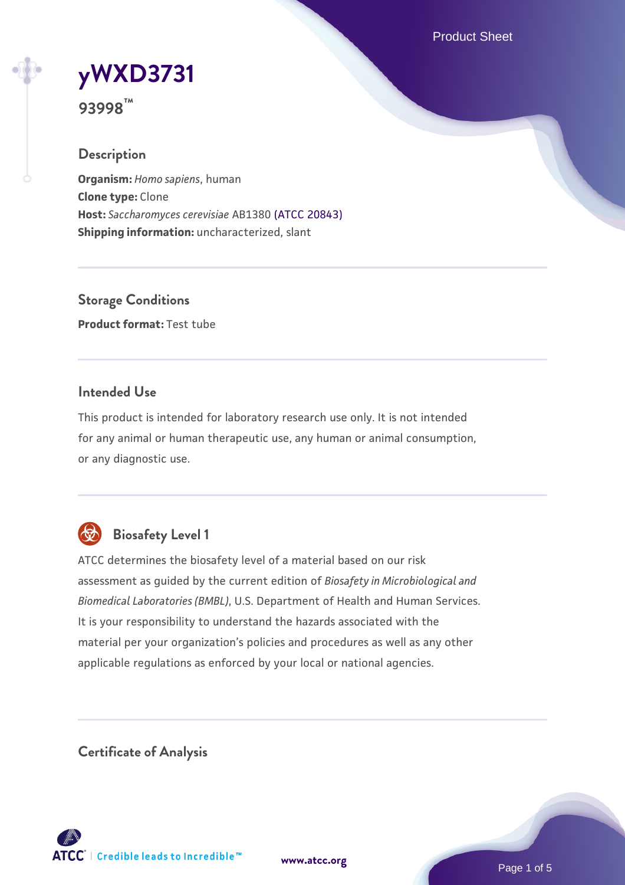# yWXD3731

**93998™**

## Description

**Organism:** *Homo sapiens*, human
**Clone type:** Clone
**Host:** *Saccharomyces cerevisiae* AB1380 (ATCC 20843)
**Shipping information:** uncharacterized, slant

## Storage Conditions

**Product format:** Test tube

## Intended Use

This product is intended for laboratory research use only. It is not intended for any animal or human therapeutic use, any human or animal consumption, or any diagnostic use.

## Biosafety Level 1

ATCC determines the biosafety level of a material based on our risk assessment as guided by the current edition of *Biosafety in Microbiological and Biomedical Laboratories (BMBL)*, U.S. Department of Health and Human Services. It is your responsibility to understand the hazards associated with the material per your organization's policies and procedures as well as any other applicable regulations as enforced by your local or national agencies.

## Certificate of Analysis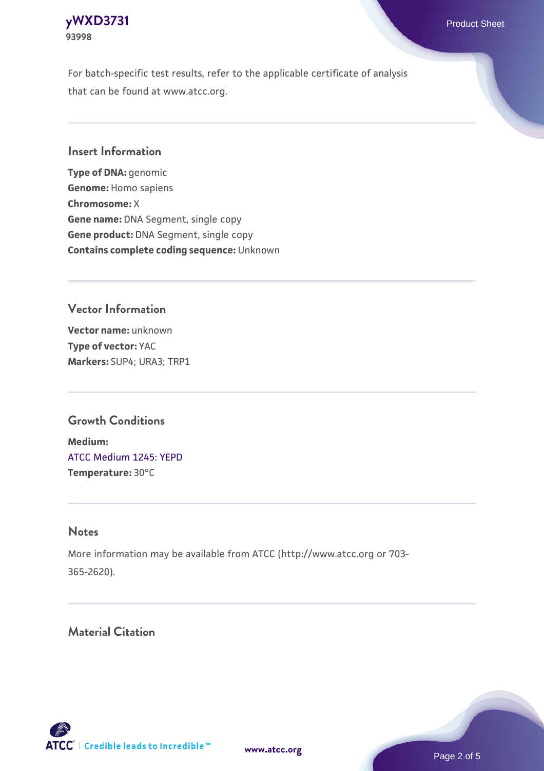For batch-specific test results, refer to the applicable certificate of analysis that can be found at www.atcc.org.

## Insert Information

**Type of DNA:** genomic
**Genome:** Homo sapiens
**Chromosome:** X
**Gene name:** DNA Segment, single copy
**Gene product:** DNA Segment, single copy
**Contains complete coding sequence:** Unknown

## Vector Information

**Vector name:** unknown
**Type of vector:** YAC
**Markers:** SUP4; URA3; TRP1

## Growth Conditions

**Medium:**
ATCC Medium 1245: YEPD
**Temperature:** 30°C

## Notes

More information may be available from ATCC (http://www.atcc.org or 703-365-2620).

## Material Citation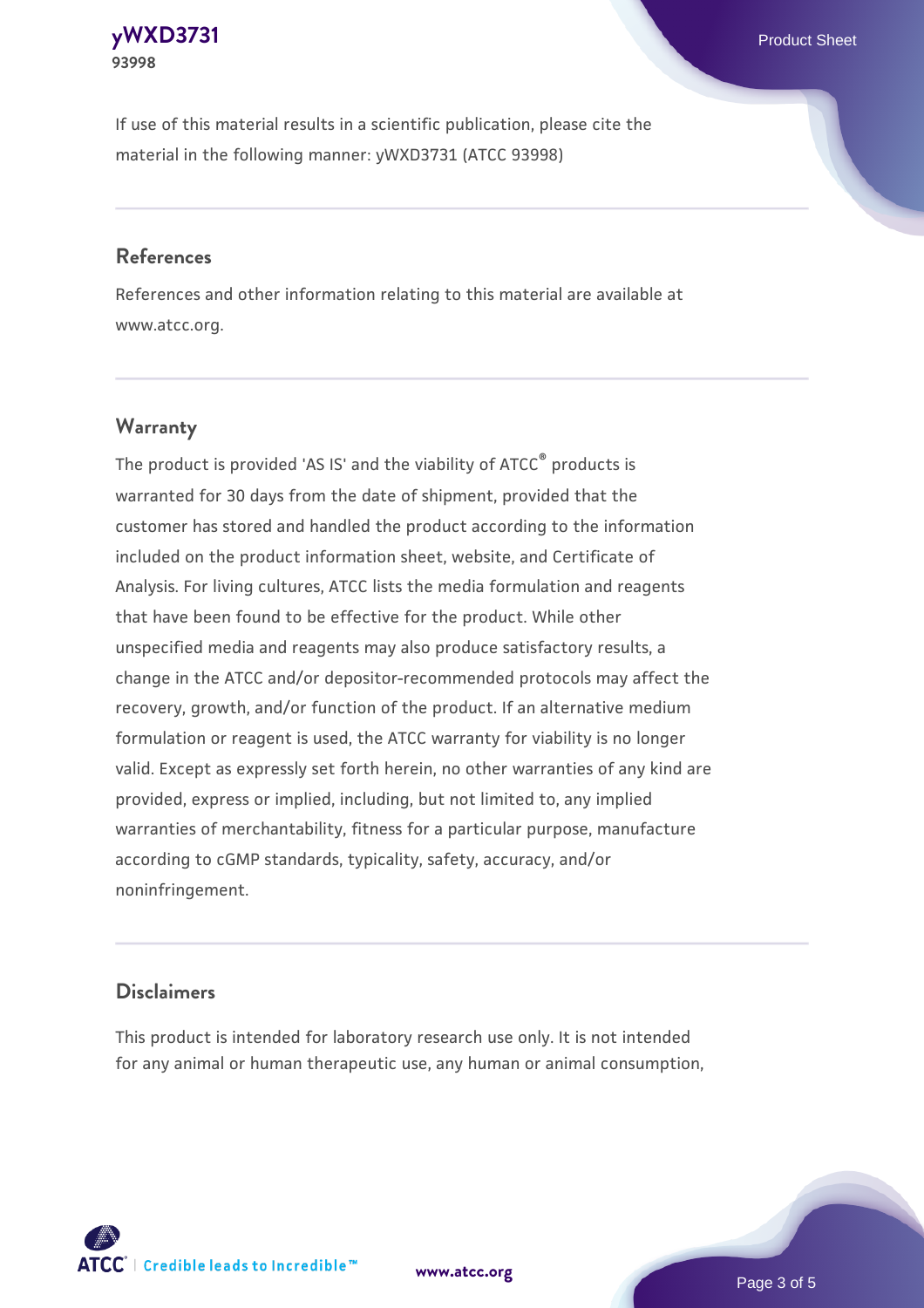If use of this material results in a scientific publication, please cite the material in the following manner: yWXD3731 (ATCC 93998)

## References

References and other information relating to this material are available at www.atcc.org.

## Warranty

The product is provided 'AS IS' and the viability of ATCC® products is warranted for 30 days from the date of shipment, provided that the customer has stored and handled the product according to the information included on the product information sheet, website, and Certificate of Analysis. For living cultures, ATCC lists the media formulation and reagents that have been found to be effective for the product. While other unspecified media and reagents may also produce satisfactory results, a change in the ATCC and/or depositor-recommended protocols may affect the recovery, growth, and/or function of the product. If an alternative medium formulation or reagent is used, the ATCC warranty for viability is no longer valid. Except as expressly set forth herein, no other warranties of any kind are provided, express or implied, including, but not limited to, any implied warranties of merchantability, fitness for a particular purpose, manufacture according to cGMP standards, typicality, safety, accuracy, and/or noninfringement.

## Disclaimers

This product is intended for laboratory research use only. It is not intended for any animal or human therapeutic use, any human or animal consumption,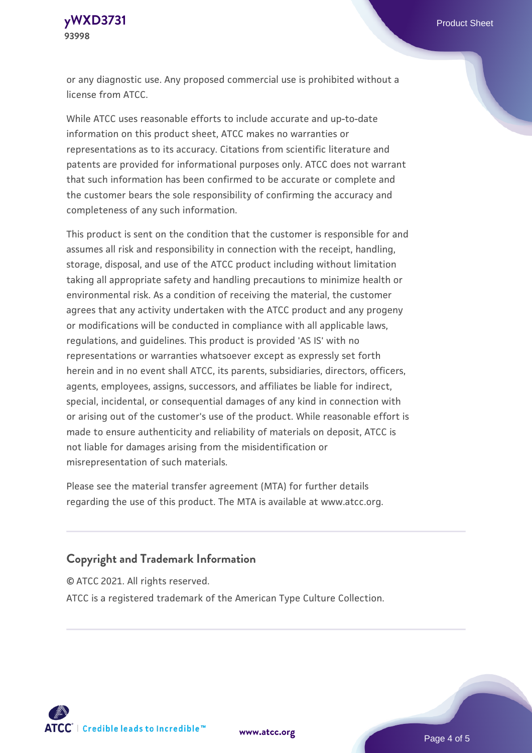or any diagnostic use. Any proposed commercial use is prohibited without a license from ATCC.

While ATCC uses reasonable efforts to include accurate and up-to-date information on this product sheet, ATCC makes no warranties or representations as to its accuracy. Citations from scientific literature and patents are provided for informational purposes only. ATCC does not warrant that such information has been confirmed to be accurate or complete and the customer bears the sole responsibility of confirming the accuracy and completeness of any such information.

This product is sent on the condition that the customer is responsible for and assumes all risk and responsibility in connection with the receipt, handling, storage, disposal, and use of the ATCC product including without limitation taking all appropriate safety and handling precautions to minimize health or environmental risk. As a condition of receiving the material, the customer agrees that any activity undertaken with the ATCC product and any progeny or modifications will be conducted in compliance with all applicable laws, regulations, and guidelines. This product is provided 'AS IS' with no representations or warranties whatsoever except as expressly set forth herein and in no event shall ATCC, its parents, subsidiaries, directors, officers, agents, employees, assigns, successors, and affiliates be liable for indirect, special, incidental, or consequential damages of any kind in connection with or arising out of the customer's use of the product. While reasonable effort is made to ensure authenticity and reliability of materials on deposit, ATCC is not liable for damages arising from the misidentification or misrepresentation of such materials.

Please see the material transfer agreement (MTA) for further details regarding the use of this product. The MTA is available at www.atcc.org.

## Copyright and Trademark Information

© ATCC 2021. All rights reserved.

ATCC is a registered trademark of the American Type Culture Collection.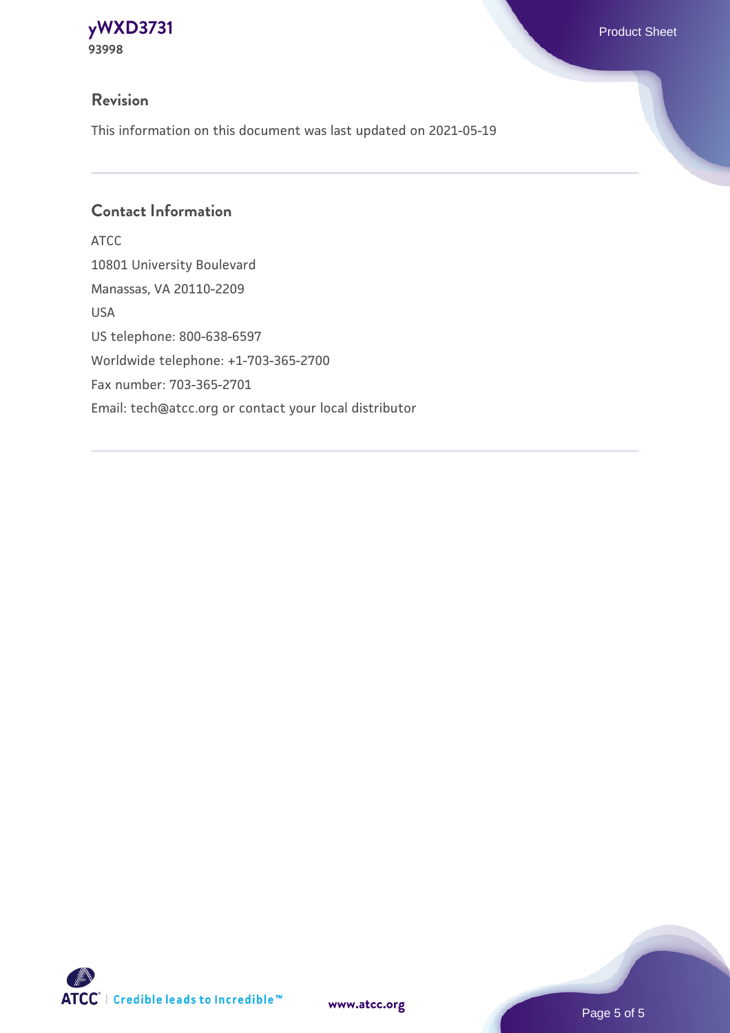## Revision

This information on this document was last updated on 2021-05-19

## Contact Information

ATCC
10801 University Boulevard
Manassas, VA 20110-2209
USA
US telephone: 800-638-6597
Worldwide telephone: +1-703-365-2700
Fax number: 703-365-2701
Email: tech@atcc.org or contact your local distributor